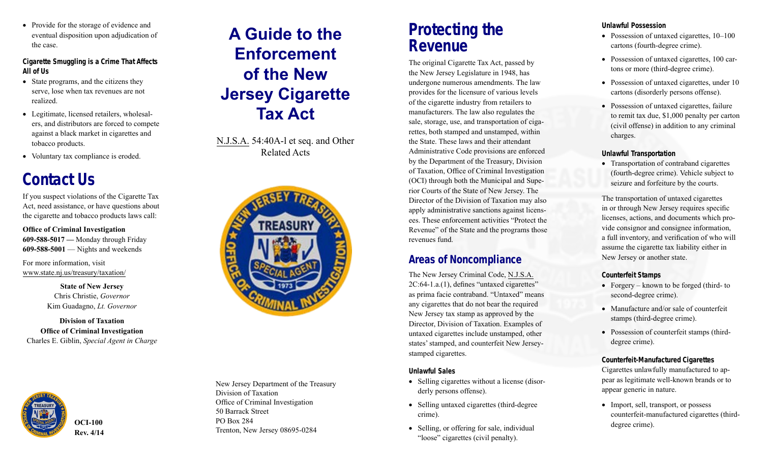- Provide for the storage of evidence and eventual disposition upon adjudication of the case.

### Cigarette Smuggling is a Crime That Affects All of Us

- State programs, and the citizens they serve, lose when tax revenues are not realized.
- Legitimate, licensed retailers, wholesalers, and distributors are forced to compete against a black market in cigarettes and tobacco products.
- Voluntary tax compliance is eroded.

## Contact Us

If you suspect violations of the Cigarette Tax Act, need assistance, or have questions about the cigarette and tobacco products laws call:

**Office of Criminal Investigation**
**609-588-5017 —** Monday through Friday
**609-588-5001** — Nights and weekends

For more information, visit
www.state.nj.us/treasury/taxation/

**State of New Jersey**
Chris Christie, *Governor*
Kim Guadagno, *Lt. Governor*

**Division of Taxation**
**Office of Criminal Investigation**
Charles E. Giblin, *Special Agent in Charge*

**OCI-100**
**Rev. 4/14**

# A Guide to the Enforcement of the New Jersey Cigarette Tax Act

N.J.S.A. 54:40A-l et seq. and Other Related Acts

New Jersey Department of the Treasury
Division of Taxation
Office of Criminal Investigation
50 Barrack Street
PO Box 284
Trenton, New Jersey 08695-0284

## Protecting the Revenue

The original Cigarette Tax Act, passed by the New Jersey Legislature in 1948, has undergone numerous amendments. The law provides for the licensure of various levels of the cigarette industry from retailers to manufacturers. The law also regulates the sale, storage, use, and transportation of cigarettes, both stamped and unstamped, within the State. These laws and their attendant Administrative Code provisions are enforced by the Department of the Treasury, Division of Taxation, Office of Criminal Investigation (OCI) through both the Municipal and Superior Courts of the State of New Jersey. The Director of the Division of Taxation may also apply administrative sanctions against licensees. These enforcement activities "Protect the Revenue" of the State and the programs those revenues fund.

## Areas of Noncompliance

The New Jersey Criminal Code, N.J.S.A. 2C:64-1.a.(1), defines "untaxed cigarettes" as prima facie contraband. "Untaxed" means any cigarettes that do not bear the required New Jersey tax stamp as approved by the Director, Division of Taxation. Examples of untaxed cigarettes include unstamped, other states' stamped, and counterfeit New Jersey-stamped cigarettes.

### Unlawful Sales

- Selling cigarettes without a license (disorderly persons offense).
- Selling untaxed cigarettes (third-degree crime).
- Selling, or offering for sale, individual "loose" cigarettes (civil penalty).

### Unlawful Possession

- Possession of untaxed cigarettes, 10–100 cartons (fourth-degree crime).
- Possession of untaxed cigarettes, 100 cartons or more (third-degree crime).
- Possession of untaxed cigarettes, under 10 cartons (disorderly persons offense).
- Possession of untaxed cigarettes, failure to remit tax due, $1,000 penalty per carton (civil offense) in addition to any criminal charges.

### Unlawful Transportation

- Transportation of contraband cigarettes (fourth-degree crime). Vehicle subject to seizure and forfeiture by the courts.

The transportation of untaxed cigarettes in or through New Jersey requires specific licenses, actions, and documents which provide consignor and consignee information, a full inventory, and verification of who will assume the cigarette tax liability either in New Jersey or another state.

### Counterfeit Stamps

- Forgery – known to be forged (third- to second-degree crime).
- Manufacture and/or sale of counterfeit stamps (third-degree crime).
- Possession of counterfeit stamps (third-degree crime).

### Counterfeit-Manufactured Cigarettes

Cigarettes unlawfully manufactured to appear as legitimate well-known brands or to appear generic in nature.

- Import, sell, transport, or possess counterfeit-manufactured cigarettes (third-degree crime).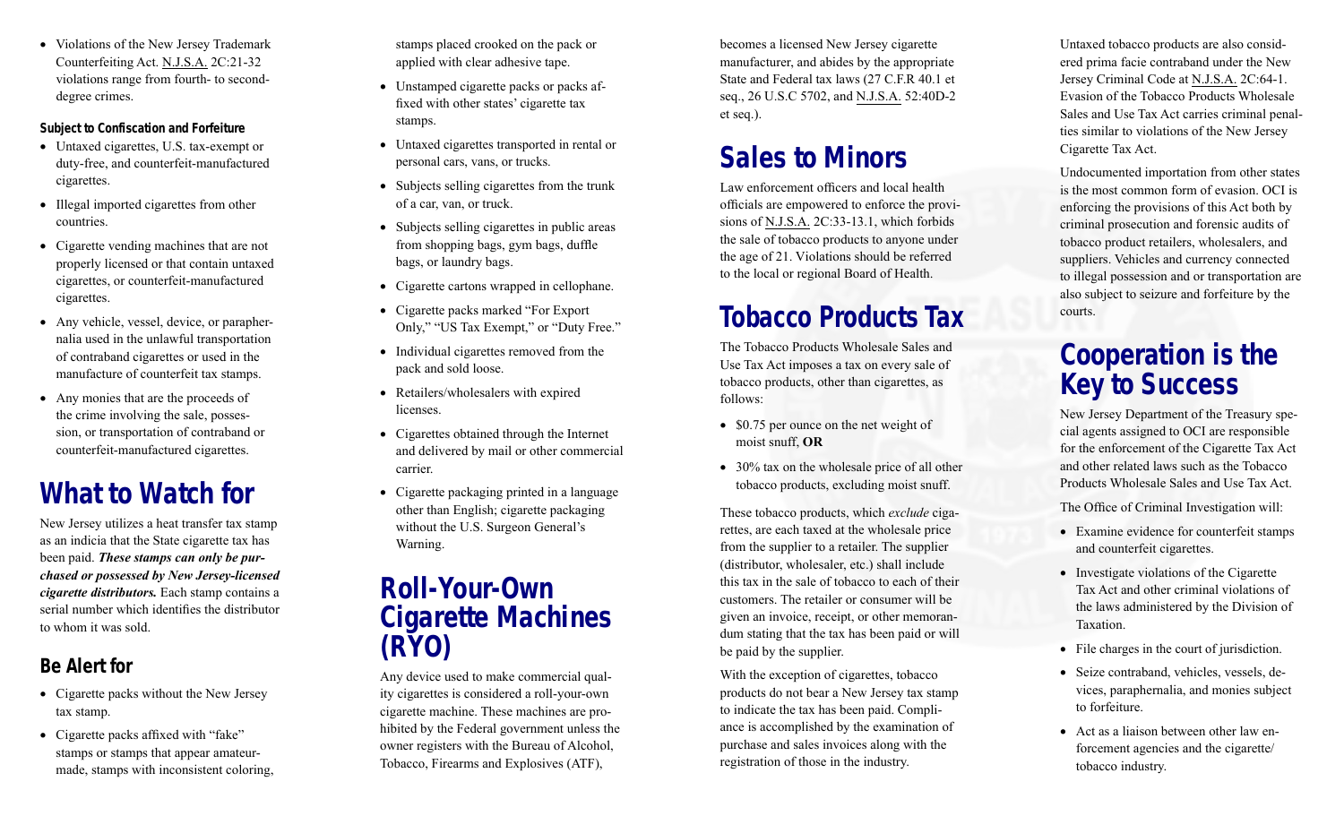- Violations of the New Jersey Trademark Counterfeiting Act. N.J.S.A. 2C:21-32 violations range from fourth- to second-degree crimes.

#### Subject to Confiscation and Forfeiture

- Untaxed cigarettes, U.S. tax-exempt or duty-free, and counterfeit-manufactured cigarettes.
- Illegal imported cigarettes from other countries.
- Cigarette vending machines that are not properly licensed or that contain untaxed cigarettes, or counterfeit-manufactured cigarettes.
- Any vehicle, vessel, device, or paraphernalia used in the unlawful transportation of contraband cigarettes or used in the manufacture of counterfeit tax stamps.
- Any monies that are the proceeds of the crime involving the sale, possession, or transportation of contraband or counterfeit-manufactured cigarettes.

## What to Watch for

New Jersey utilizes a heat transfer tax stamp as an indicia that the State cigarette tax has been paid. ***These stamps can only be purchased or possessed by New Jersey-licensed cigarette distributors.*** Each stamp contains a serial number which identifies the distributor to whom it was sold.

### Be Alert for

- Cigarette packs without the New Jersey tax stamp.
- Cigarette packs affixed with "fake" stamps or stamps that appear amateur-made, stamps with inconsistent coloring, stamps placed crooked on the pack or applied with clear adhesive tape.
- Unstamped cigarette packs or packs affixed with other states' cigarette tax stamps.
- Untaxed cigarettes transported in rental or personal cars, vans, or trucks.
- Subjects selling cigarettes from the trunk of a car, van, or truck.
- Subjects selling cigarettes in public areas from shopping bags, gym bags, duffle bags, or laundry bags.
- Cigarette cartons wrapped in cellophane.
- Cigarette packs marked "For Export Only," "US Tax Exempt," or "Duty Free."
- Individual cigarettes removed from the pack and sold loose.
- Retailers/wholesalers with expired licenses.
- Cigarettes obtained through the Internet and delivered by mail or other commercial carrier.
- Cigarette packaging printed in a language other than English; cigarette packaging without the U.S. Surgeon General's Warning.

## Roll-Your-Own Cigarette Machines (RYO)

Any device used to make commercial quality cigarettes is considered a roll-your-own cigarette machine. These machines are prohibited by the Federal government unless the owner registers with the Bureau of Alcohol, Tobacco, Firearms and Explosives (ATF), becomes a licensed New Jersey cigarette manufacturer, and abides by the appropriate State and Federal tax laws (27 C.F.R 40.1 et seq., 26 U.S.C 5702, and N.J.S.A. 52:40D-2 et seq.).

## Sales to Minors

Law enforcement officers and local health officials are empowered to enforce the provisions of N.J.S.A. 2C:33-13.1, which forbids the sale of tobacco products to anyone under the age of 21. Violations should be referred to the local or regional Board of Health.

## Tobacco Products Tax

The Tobacco Products Wholesale Sales and Use Tax Act imposes a tax on every sale of tobacco products, other than cigarettes, as follows:

- $0.75 per ounce on the net weight of moist snuff, **OR**
- 30% tax on the wholesale price of all other tobacco products, excluding moist snuff.

These tobacco products, which *exclude* cigarettes, are each taxed at the wholesale price from the supplier to a retailer. The supplier (distributor, wholesaler, etc.) shall include this tax in the sale of tobacco to each of their customers. The retailer or consumer will be given an invoice, receipt, or other memorandum stating that the tax has been paid or will be paid by the supplier.

With the exception of cigarettes, tobacco products do not bear a New Jersey tax stamp to indicate the tax has been paid. Compliance is accomplished by the examination of purchase and sales invoices along with the registration of those in the industry.

Untaxed tobacco products are also considered prima facie contraband under the New Jersey Criminal Code at N.J.S.A. 2C:64-1. Evasion of the Tobacco Products Wholesale Sales and Use Tax Act carries criminal penalties similar to violations of the New Jersey Cigarette Tax Act.

Undocumented importation from other states is the most common form of evasion. OCI is enforcing the provisions of this Act both by criminal prosecution and forensic audits of tobacco product retailers, wholesalers, and suppliers. Vehicles and currency connected to illegal possession and or transportation are also subject to seizure and forfeiture by the courts.

## Cooperation is the Key to Success

New Jersey Department of the Treasury special agents assigned to OCI are responsible for the enforcement of the Cigarette Tax Act and other related laws such as the Tobacco Products Wholesale Sales and Use Tax Act.

The Office of Criminal Investigation will:

- Examine evidence for counterfeit stamps and counterfeit cigarettes.
- Investigate violations of the Cigarette Tax Act and other criminal violations of the laws administered by the Division of Taxation.
- File charges in the court of jurisdiction.
- Seize contraband, vehicles, vessels, devices, paraphernalia, and monies subject to forfeiture.
- Act as a liaison between other law enforcement agencies and the cigarette/tobacco industry.